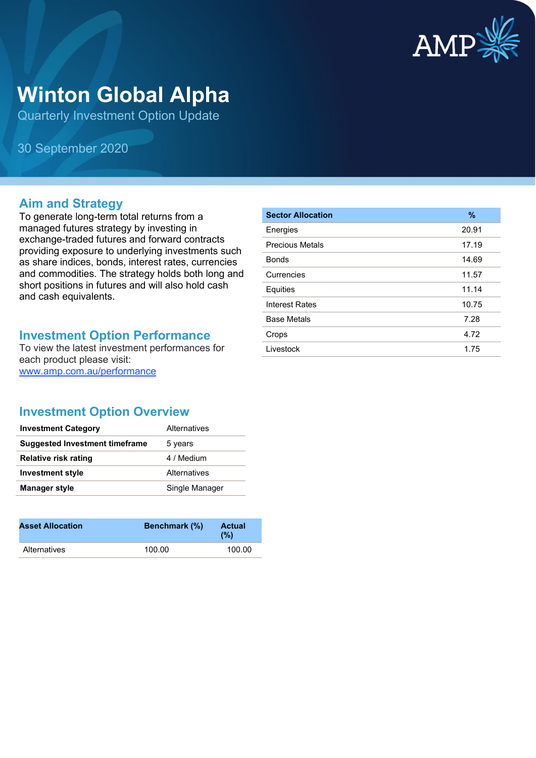# Winton Global Alpha

Quarterly Investment Option Update

30 September 2020

## Aim and Strategy

To generate long-term total returns from a managed futures strategy by investing in exchange-traded futures and forward contracts providing exposure to underlying investments such as share indices, bonds, interest rates, currencies and commodities. The strategy holds both long and short positions in futures and will also hold cash and cash equivalents.

## Investment Option Performance

To view the latest investment performances for each product please visit:
[www.amp.com.au/performance](http://www.amp.com.au/performance)

## Investment Option Overview

| | |
|---|---|
| **Investment Category** | Alternatives |
| **Suggested Investment timeframe** | 5 years |
| **Relative risk rating** | 4 / Medium |
| **Investment style** | Alternatives |
| **Manager style** | Single Manager |

| Asset Allocation | Benchmark (%) | Actual (%) |
|---|---|---|
| Alternatives | 100.00 | 100.00 |

| Sector Allocation | % |
|---|---|
| Energies | 20.91 |
| Precious Metals | 17.19 |
| Bonds | 14.69 |
| Currencies | 11.57 |
| Equities | 11.14 |
| Interest Rates | 10.75 |
| Base Metals | 7.28 |
| Crops | 4.72 |
| Livestock | 1.75 |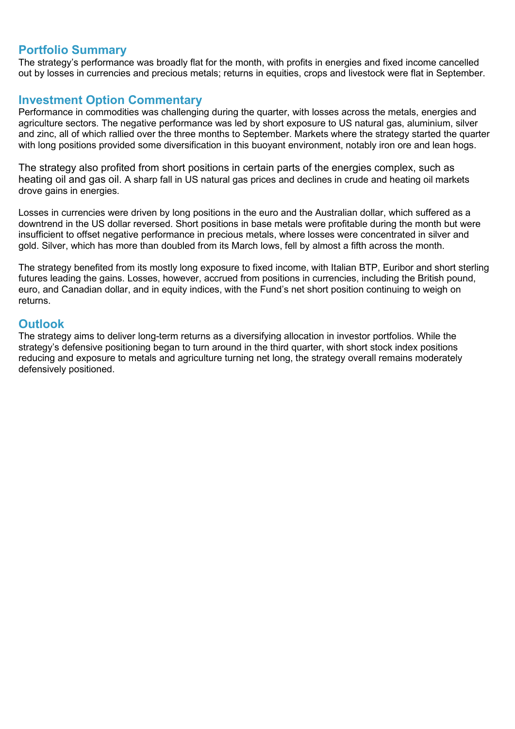## Portfolio Summary

The strategy's performance was broadly flat for the month, with profits in energies and fixed income cancelled out by losses in currencies and precious metals; returns in equities, crops and livestock were flat in September.

## Investment Option Commentary

Performance in commodities was challenging during the quarter, with losses across the metals, energies and agriculture sectors. The negative performance was led by short exposure to US natural gas, aluminium, silver and zinc, all of which rallied over the three months to September. Markets where the strategy started the quarter with long positions provided some diversification in this buoyant environment, notably iron ore and lean hogs.

The strategy also profited from short positions in certain parts of the energies complex, such as heating oil and gas oil. A sharp fall in US natural gas prices and declines in crude and heating oil markets drove gains in energies.

Losses in currencies were driven by long positions in the euro and the Australian dollar, which suffered as a downtrend in the US dollar reversed. Short positions in base metals were profitable during the month but were insufficient to offset negative performance in precious metals, where losses were concentrated in silver and gold. Silver, which has more than doubled from its March lows, fell by almost a fifth across the month.

The strategy benefited from its mostly long exposure to fixed income, with Italian BTP, Euribor and short sterling futures leading the gains. Losses, however, accrued from positions in currencies, including the British pound, euro, and Canadian dollar, and in equity indices, with the Fund's net short position continuing to weigh on returns.

## Outlook

The strategy aims to deliver long-term returns as a diversifying allocation in investor portfolios. While the strategy's defensive positioning began to turn around in the third quarter, with short stock index positions reducing and exposure to metals and agriculture turning net long, the strategy overall remains moderately defensively positioned.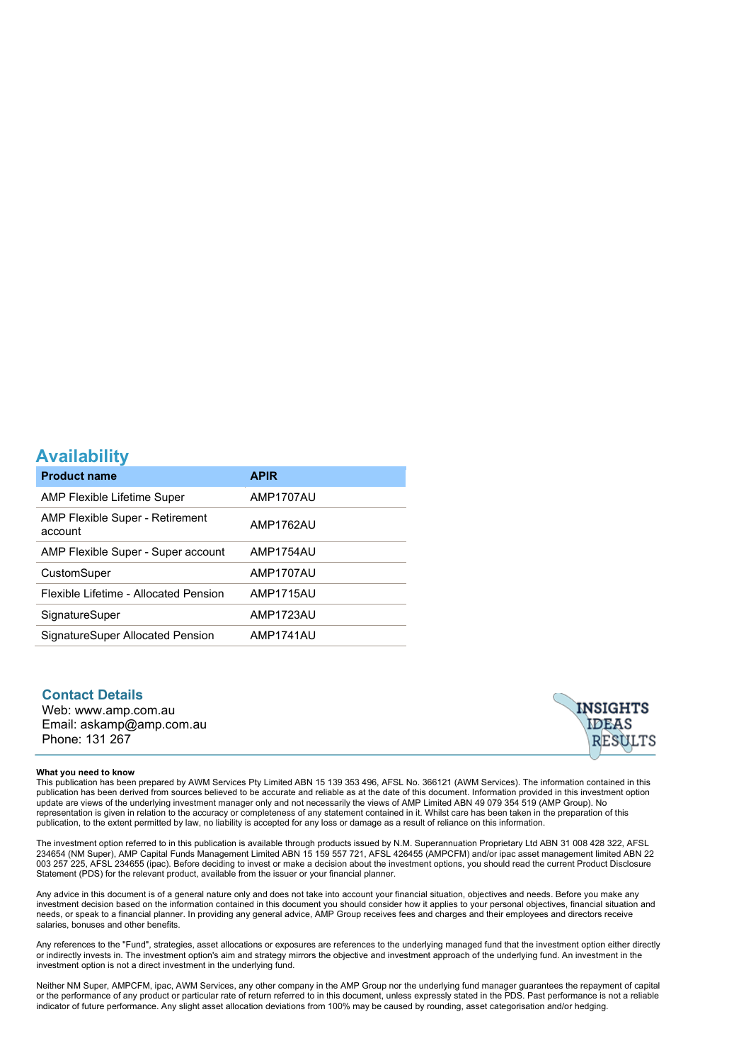## Availability

| Product name | APIR |
| --- | --- |
| AMP Flexible Lifetime Super | AMP1707AU |
| AMP Flexible Super - Retirement account | AMP1762AU |
| AMP Flexible Super - Super account | AMP1754AU |
| CustomSuper | AMP1707AU |
| Flexible Lifetime - Allocated Pension | AMP1715AU |
| SignatureSuper | AMP1723AU |
| SignatureSuper Allocated Pension | AMP1741AU |

### Contact Details

Web: www.amp.com.au
Email: askamp@amp.com.au
Phone: 131 267

INSIGHTS
IDEAS
RESULTS

**What you need to know**

This publication has been prepared by AWM Services Pty Limited ABN 15 139 353 496, AFSL No. 366121 (AWM Services). The information contained in this publication has been derived from sources believed to be accurate and reliable as at the date of this document. Information provided in this investment option update are views of the underlying investment manager only and not necessarily the views of AMP Limited ABN 49 079 354 519 (AMP Group). No representation is given in relation to the accuracy or completeness of any statement contained in it. Whilst care has been taken in the preparation of this publication, to the extent permitted by law, no liability is accepted for any loss or damage as a result of reliance on this information.

The investment option referred to in this publication is available through products issued by N.M. Superannuation Proprietary Ltd ABN 31 008 428 322, AFSL 234654 (NM Super), AMP Capital Funds Management Limited ABN 15 159 557 721, AFSL 426455 (AMPCFM) and/or ipac asset management limited ABN 22 003 257 225, AFSL 234655 (ipac). Before deciding to invest or make a decision about the investment options, you should read the current Product Disclosure Statement (PDS) for the relevant product, available from the issuer or your financial planner.

Any advice in this document is of a general nature only and does not take into account your financial situation, objectives and needs. Before you make any investment decision based on the information contained in this document you should consider how it applies to your personal objectives, financial situation and needs, or speak to a financial planner. In providing any general advice, AMP Group receives fees and charges and their employees and directors receive salaries, bonuses and other benefits.

Any references to the "Fund", strategies, asset allocations or exposures are references to the underlying managed fund that the investment option either directly or indirectly invests in. The investment option's aim and strategy mirrors the objective and investment approach of the underlying fund. An investment in the investment option is not a direct investment in the underlying fund.

Neither NM Super, AMPCFM, ipac, AWM Services, any other company in the AMP Group nor the underlying fund manager guarantees the repayment of capital or the performance of any product or particular rate of return referred to in this document, unless expressly stated in the PDS. Past performance is not a reliable indicator of future performance. Any slight asset allocation deviations from 100% may be caused by rounding, asset categorisation and/or hedging.